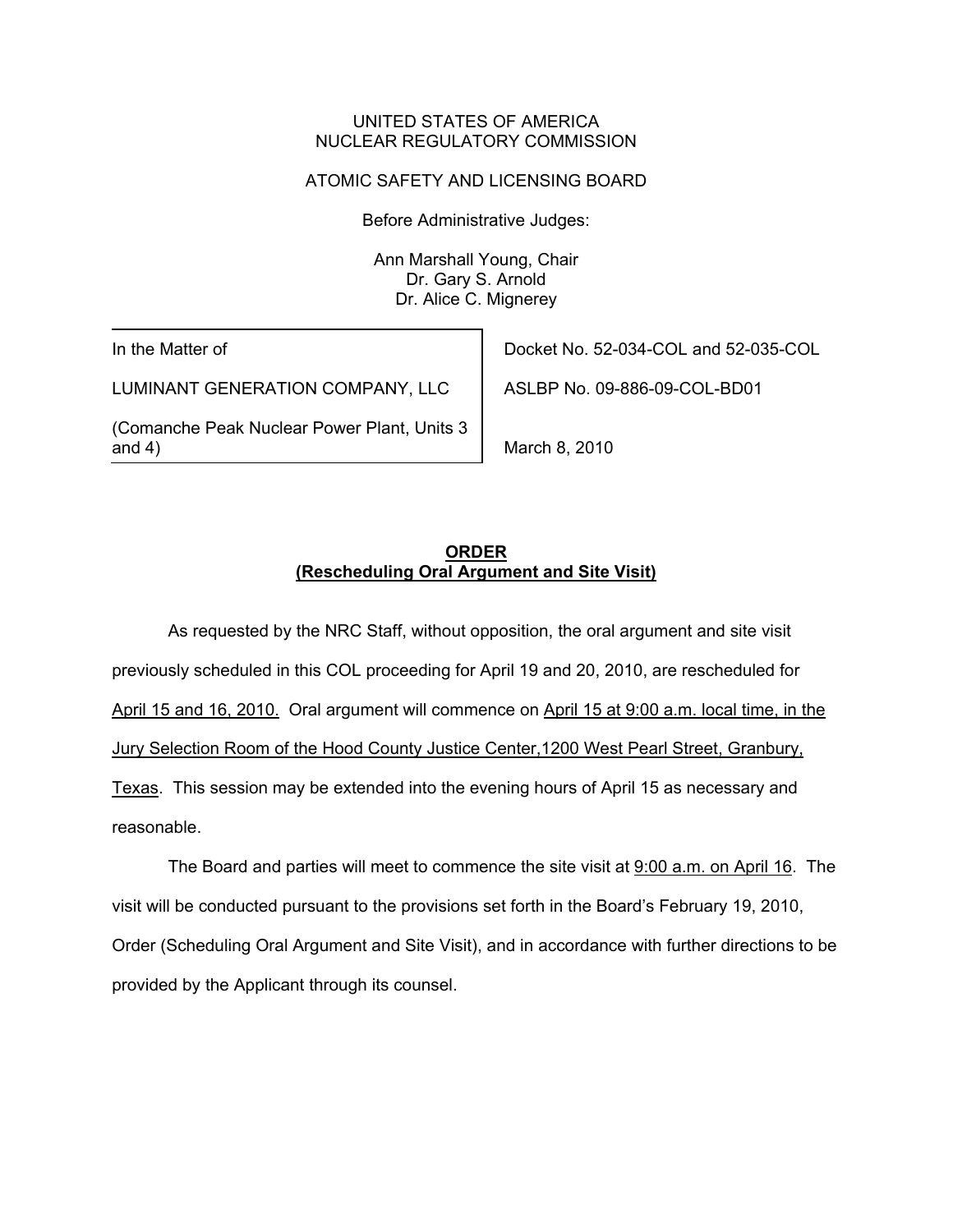UNITED STATES OF AMERICA
NUCLEAR REGULATORY COMMISSION

ATOMIC SAFETY AND LICENSING BOARD

Before Administrative Judges:

Ann Marshall Young, Chair
Dr. Gary S. Arnold
Dr. Alice C. Mignerey

| | |
|---|---|
| In the Matter of | Docket No. 52-034-COL and 52-035-COL |
| LUMINANT GENERATION COMPANY, LLC | ASLBP No. 09-886-09-COL-BD01 |
| (Comanche Peak Nuclear Power Plant, Units 3 and 4) | March 8, 2010 |

**ORDER**
**(Rescheduling Oral Argument and Site Visit)**

As requested by the NRC Staff, without opposition, the oral argument and site visit previously scheduled in this COL proceeding for April 19 and 20, 2010, are rescheduled for April 15 and 16, 2010. Oral argument will commence on April 15 at 9:00 a.m. local time, in the Jury Selection Room of the Hood County Justice Center,1200 West Pearl Street, Granbury, Texas. This session may be extended into the evening hours of April 15 as necessary and reasonable.

The Board and parties will meet to commence the site visit at 9:00 a.m. on April 16. The visit will be conducted pursuant to the provisions set forth in the Board's February 19, 2010, Order (Scheduling Oral Argument and Site Visit), and in accordance with further directions to be provided by the Applicant through its counsel.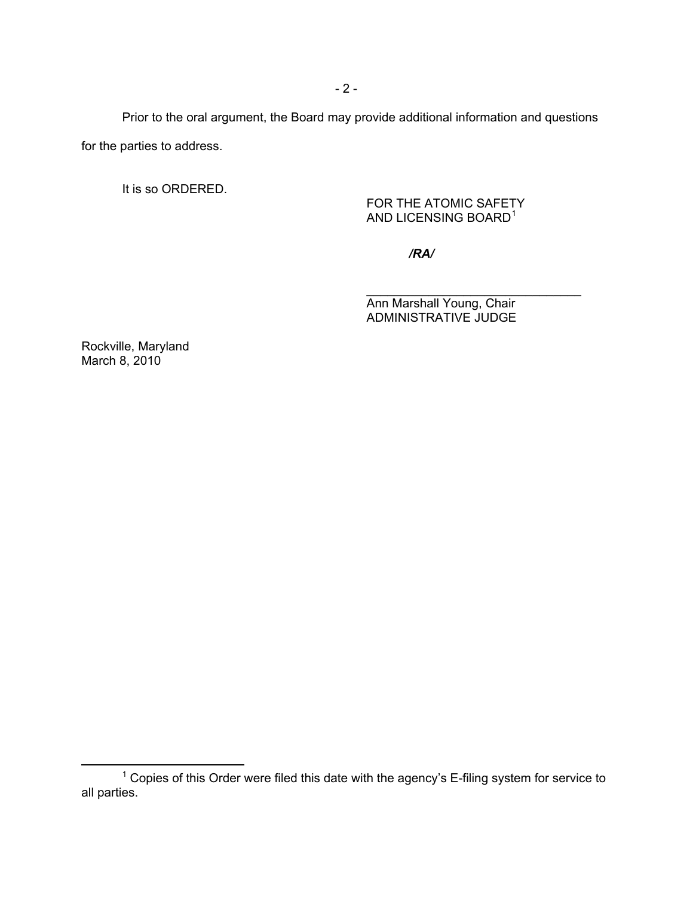Prior to the oral argument, the Board may provide additional information and questions for the parties to address.

It is so ORDERED.

FOR THE ATOMIC SAFETY AND LICENSING BOARD[1]

***/RA/***

\_\_\_\_\_\_\_\_\_\_\_\_\_\_\_\_\_\_\_\_\_\_\_\_\_\_\_\_\_\_\_\_

Ann Marshall Young, Chair
ADMINISTRATIVE JUDGE

Rockville, Maryland
March 8, 2010

---

[1] Copies of this Order were filed this date with the agency's E-filing system for service to all parties.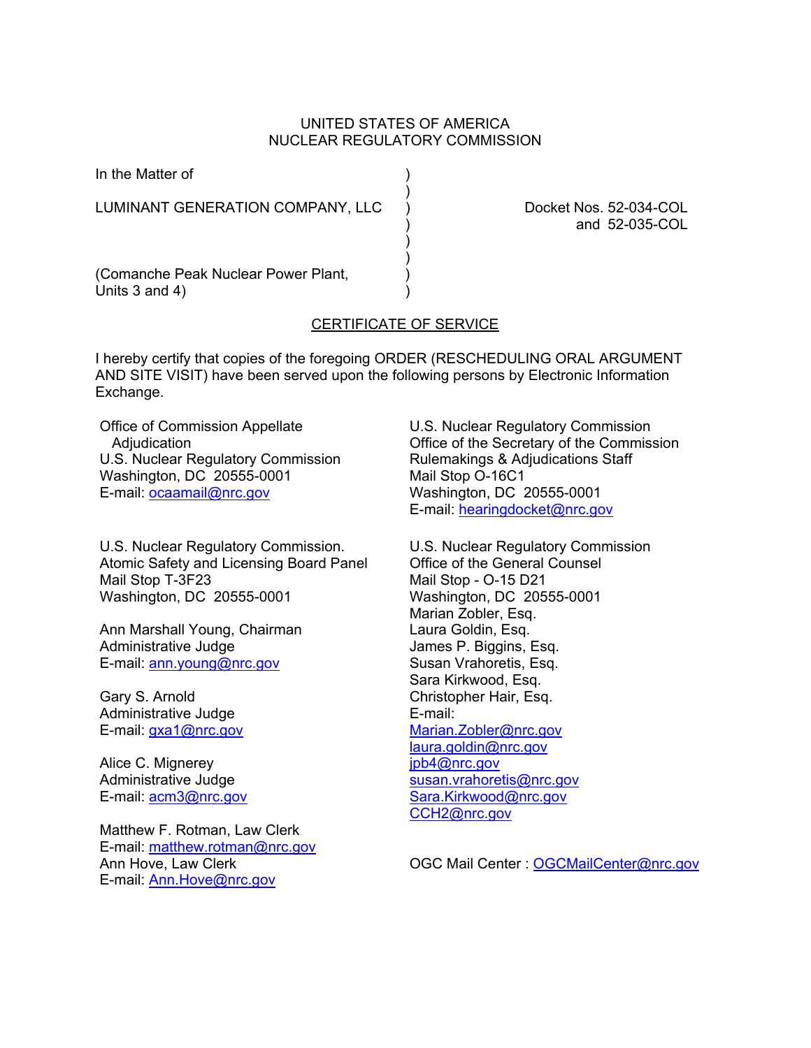UNITED STATES OF AMERICA
NUCLEAR REGULATORY COMMISSION

| | | |
|---|---|---|
| In the Matter of | ) | |
| | ) | |
| LUMINANT GENERATION COMPANY, LLC | ) | Docket Nos. 52-034-COL and 52-035-COL |
| | ) | |
| | ) | |
| | ) | |
| (Comanche Peak Nuclear Power Plant, Units 3 and 4) | ) | |

## CERTIFICATE OF SERVICE

I hereby certify that copies of the foregoing ORDER (RESCHEDULING ORAL ARGUMENT AND SITE VISIT) have been served upon the following persons by Electronic Information Exchange.

Office of Commission Appellate Adjudication
U.S. Nuclear Regulatory Commission
Washington, DC 20555-0001
E-mail: ocaamail@nrc.gov

U.S. Nuclear Regulatory Commission
Office of the Secretary of the Commission
Rulemakings & Adjudications Staff
Mail Stop O-16C1
Washington, DC 20555-0001
E-mail: hearingdocket@nrc.gov

U.S. Nuclear Regulatory Commission.
Atomic Safety and Licensing Board Panel
Mail Stop T-3F23
Washington, DC 20555-0001

Ann Marshall Young, Chairman
Administrative Judge
E-mail: ann.young@nrc.gov

Gary S. Arnold
Administrative Judge
E-mail: gxa1@nrc.gov

Alice C. Mignerey
Administrative Judge
E-mail: acm3@nrc.gov

Matthew F. Rotman, Law Clerk
E-mail: matthew.rotman@nrc.gov
Ann Hove, Law Clerk
E-mail: Ann.Hove@nrc.gov

U.S. Nuclear Regulatory Commission
Office of the General Counsel
Mail Stop - O-15 D21
Washington, DC 20555-0001
Marian Zobler, Esq.
Laura Goldin, Esq.
James P. Biggins, Esq.
Susan Vrahoretis, Esq.
Sara Kirkwood, Esq.
Christopher Hair, Esq.
E-mail:
Marian.Zobler@nrc.gov
laura.goldin@nrc.gov
jpb4@nrc.gov
susan.vrahoretis@nrc.gov
Sara.Kirkwood@nrc.gov
CCH2@nrc.gov

OGC Mail Center : OGCMailCenter@nrc.gov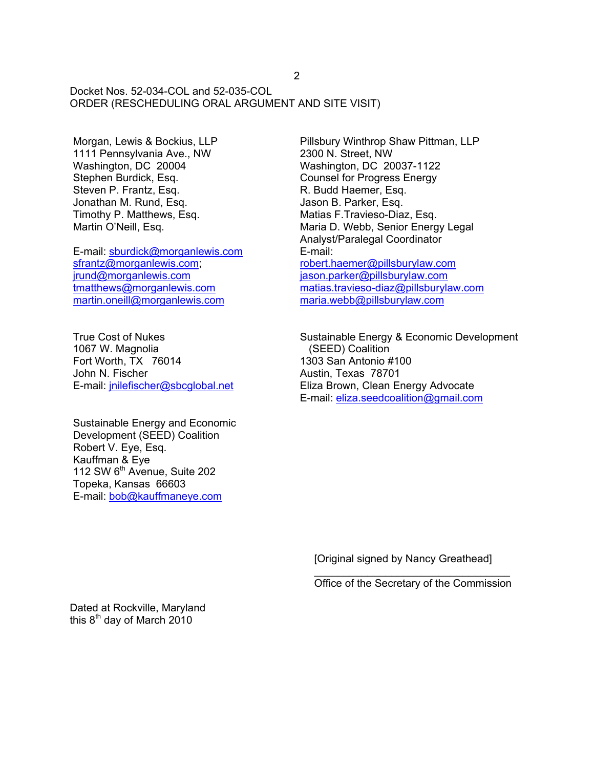Docket Nos. 52-034-COL and 52-035-COL
ORDER (RESCHEDULING ORAL ARGUMENT AND SITE VISIT)

Morgan, Lewis & Bockius, LLP
1111 Pennsylvania Ave., NW
Washington, DC 20004
Stephen Burdick, Esq.
Steven P. Frantz, Esq.
Jonathan M. Rund, Esq.
Timothy P. Matthews, Esq.
Martin O'Neill, Esq.

E-mail: sburdick@morganlewis.com
sfrantz@morganlewis.com;
jrund@morganlewis.com
tmatthews@morganlewis.com
martin.oneill@morganlewis.com

Pillsbury Winthrop Shaw Pittman, LLP
2300 N. Street, NW
Washington, DC 20037-1122
Counsel for Progress Energy
R. Budd Haemer, Esq.
Jason B. Parker, Esq.
Matias F.Travieso-Diaz, Esq.
Maria D. Webb, Senior Energy Legal Analyst/Paralegal Coordinator
E-mail:
robert.haemer@pillsburylaw.com
jason.parker@pillsburylaw.com
matias.travieso-diaz@pillsburylaw.com
maria.webb@pillsburylaw.com

True Cost of Nukes
1067 W. Magnolia
Fort Worth, TX 76014
John N. Fischer
E-mail: jnilefischer@sbcglobal.net

Sustainable Energy & Economic Development (SEED) Coalition
1303 San Antonio #100
Austin, Texas 78701
Eliza Brown, Clean Energy Advocate
E-mail: eliza.seedcoalition@gmail.com

Sustainable Energy and Economic Development (SEED) Coalition
Robert V. Eye, Esq.
Kauffman & Eye
112 SW 6th Avenue, Suite 202
Topeka, Kansas 66603
E-mail: bob@kauffmaneye.com

[Original signed by Nancy Greathead]

Office of the Secretary of the Commission

Dated at Rockville, Maryland
this 8th day of March 2010